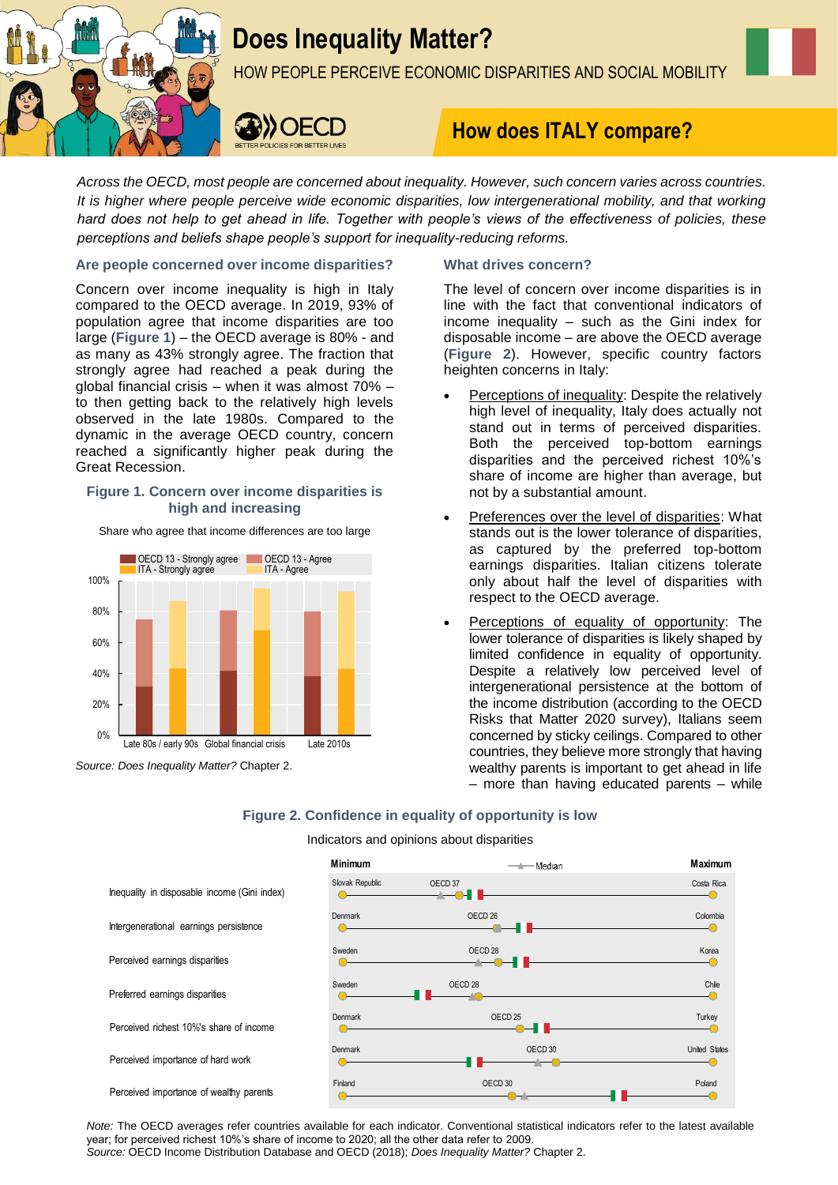# Does Inequality Matter?

HOW PEOPLE PERCEIVE ECONOMIC DISPARITIES AND SOCIAL MOBILITY

## How does ITALY compare?

*Across the OECD, most people are concerned about inequality. However, such concern varies across countries. It is higher where people perceive wide economic disparities, low intergenerational mobility, and that working hard does not help to get ahead in life. Together with people's views of the effectiveness of policies, these perceptions and beliefs shape people's support for inequality-reducing reforms.*

### Are people concerned over income disparities?

Concern over income inequality is high in Italy compared to the OECD average. In 2019, 93% of population agree that income disparities are too large (**Figure 1**) – the OECD average is 80% - and as many as 43% strongly agree. The fraction that strongly agree had reached a peak during the global financial crisis – when it was almost 70% – to then getting back to the relatively high levels observed in the late 1980s. Compared to the dynamic in the average OECD country, concern reached a significantly higher peak during the Great Recession.

**Figure 1. Concern over income disparities is high and increasing**

Share who agree that income differences are too large

Source: *Does Inequality Matter?* Chapter 2.

### What drives concern?

The level of concern over income disparities is in line with the fact that conventional indicators of income inequality – such as the Gini index for disposable income – are above the OECD average (**Figure 2**). However, specific country factors heighten concerns in Italy:

- Perceptions of inequality: Despite the relatively high level of inequality, Italy does actually not stand out in terms of perceived disparities. Both the perceived top-bottom earnings disparities and the perceived richest 10%'s share of income are higher than average, but not by a substantial amount.
- Preferences over the level of disparities: What stands out is the lower tolerance of disparities, as captured by the preferred top-bottom earnings disparities. Italian citizens tolerate only about half the level of disparities with respect to the OECD average.
- Perceptions of equality of opportunity: The lower tolerance of disparities is likely shaped by limited confidence in equality of opportunity. Despite a relatively low perceived level of intergenerational persistence at the bottom of the income distribution (according to the OECD Risks that Matter 2020 survey), Italians seem concerned by sticky ceilings. Compared to other countries, they believe more strongly that having wealthy parents is important to get ahead in life – more than having educated parents – while

**Figure 2. Confidence in equality of opportunity is low**

Indicators and opinions about disparities

| Indicator | Minimum | OECD average | Maximum |
|---|---|---|---|
| Inequality in disposable income (Gini index) | Slovak Republic | OECD 37 | Costa Rica |
| Intergenerational earnings persistence | Denmark | OECD 26 | Colombia |
| Perceived earnings disparities | Sweden | OECD 28 | Korea |
| Preferred earnings disparities | Sweden | OECD 28 | Chile |
| Perceived richest 10%'s share of income | Denmark | OECD 25 | Turkey |
| Perceived importance of hard work | Denmark | OECD 30 | United States |
| Perceived importance of wealthy parents | Finland | OECD 30 | Poland |

*Note:* The OECD averages refer countries available for each indicator. Conventional statistical indicators refer to the latest available year; for perceived richest 10%'s share of income to 2020; all the other data refer to 2009.
*Source:* OECD Income Distribution Database and OECD (2018); *Does Inequality Matter?* Chapter 2.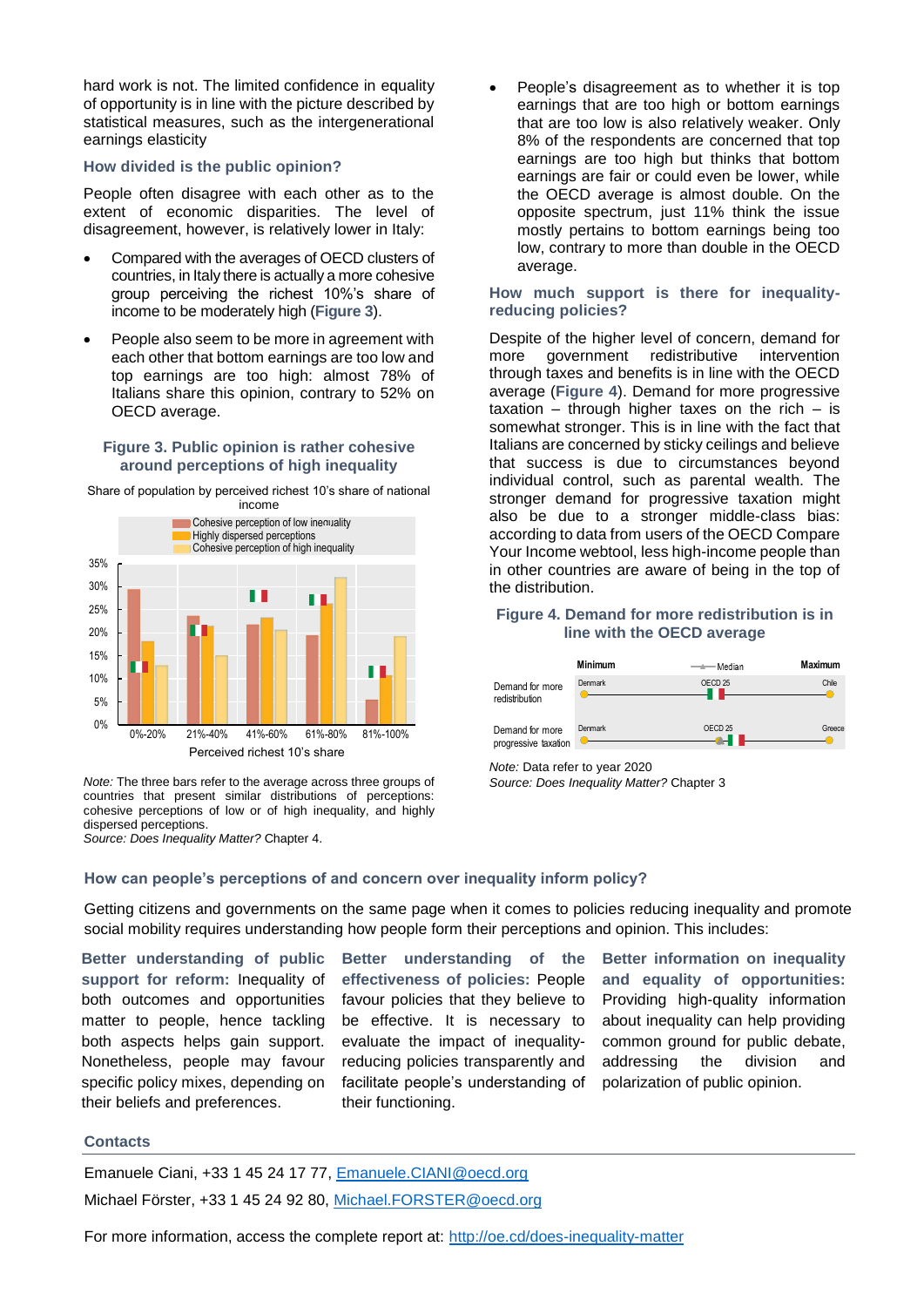hard work is not. The limited confidence in equality of opportunity is in line with the picture described by statistical measures, such as the intergenerational earnings elasticity

### How divided is the public opinion?

People often disagree with each other as to the extent of economic disparities. The level of disagreement, however, is relatively lower in Italy:

- Compared with the averages of OECD clusters of countries, in Italy there is actually a more cohesive group perceiving the richest 10%'s share of income to be moderately high (Figure 3).
- People also seem to be more in agreement with each other that bottom earnings are too low and top earnings are too high: almost 78% of Italians share this opinion, contrary to 52% on OECD average.

**Figure 3. Public opinion is rather cohesive around perceptions of high inequality**

Share of population by perceived richest 10's share of national income

Cohesive perception of low inequality
Highly dispersed perceptions
Cohesive perception of high inequality

35%
30%
25%
20%
15%
10%
5%
0%

0%-20%
21%-40%
41%-60%
61%-80%
81%-100%

Perceived richest 10's share

*Note:* The three bars refer to the average across three groups of countries that present similar distributions of perceptions: cohesive perceptions of low or of high inequality, and highly dispersed perceptions.
*Source: Does Inequality Matter?* Chapter 4.

- People's disagreement as to whether it is top earnings that are too high or bottom earnings that are too low is also relatively weaker. Only 8% of the respondents are concerned that top earnings are too high but thinks that bottom earnings are fair or could even be lower, while the OECD average is almost double. On the opposite spectrum, just 11% think the issue mostly pertains to bottom earnings being too low, contrary to more than double in the OECD average.

### How much support is there for inequality-reducing policies?

Despite of the higher level of concern, demand for more government redistributive intervention through taxes and benefits is in line with the OECD average (Figure 4). Demand for more progressive taxation – through higher taxes on the rich – is somewhat stronger. This is in line with the fact that Italians are concerned by sticky ceilings and believe that success is due to circumstances beyond individual control, such as parental wealth. The stronger demand for progressive taxation might also be due to a stronger middle-class bias: according to data from users of the OECD Compare Your Income webtool, less high-income people than in other countries are aware of being in the top of the distribution.

**Figure 4. Demand for more redistribution is in line with the OECD average**

Minimum
Median
Maximum

Demand for more redistribution
Denmark
OECD 25
Chile

Demand for more progressive taxation
Denmark
OECD 25
Greece

*Note:* Data refer to year 2020
*Source: Does Inequality Matter?* Chapter 3

### How can people's perceptions of and concern over inequality inform policy?

Getting citizens and governments on the same page when it comes to policies reducing inequality and promote social mobility requires understanding how people form their perceptions and opinion. This includes:

**Better understanding of public support for reform:** Inequality of both outcomes and opportunities matter to people, hence tackling both aspects helps gain support. Nonetheless, people may favour specific policy mixes, depending on their beliefs and preferences.

**Better understanding of the effectiveness of policies:** People favour policies that they believe to be effective. It is necessary to evaluate the impact of inequality-reducing policies transparently and facilitate people's understanding of their functioning.

**Better information on inequality and equality of opportunities:** Providing high-quality information about inequality can help providing common ground for public debate, addressing the division and polarization of public opinion.

### Contacts

Emanuele Ciani, +33 1 45 24 17 77, Emanuele.CIANI@oecd.org

Michael Förster, +33 1 45 24 92 80, Michael.FORSTER@oecd.org

For more information, access the complete report at: http://oe.cd/does-inequality-matter